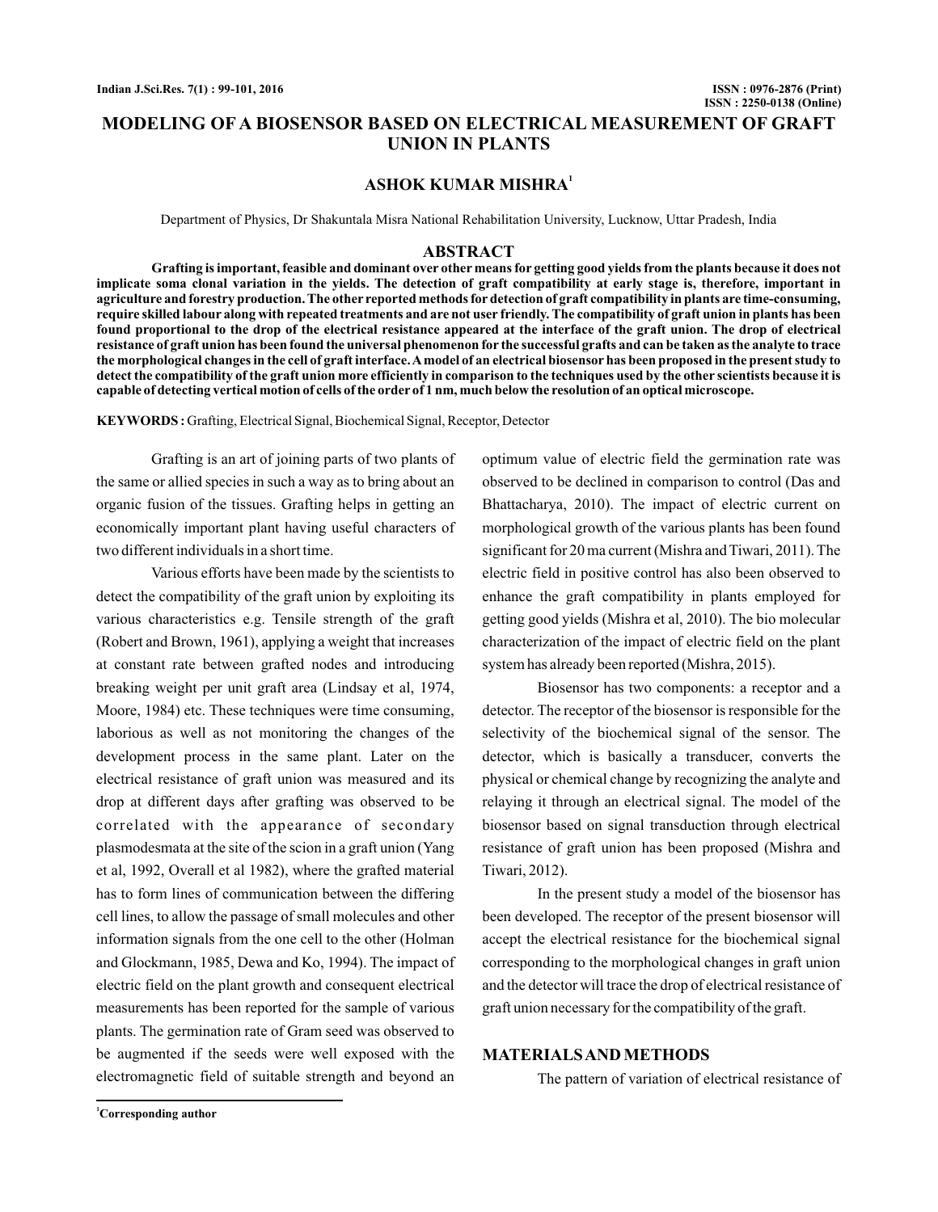# MODELING OF A BIOSENSOR BASED ON ELECTRICAL MEASUREMENT OF GRAFT UNION IN PLANTS

**ASHOK KUMAR MISHRA**[1]

Department of Physics, Dr Shakuntala Misra National Rehabilitation University, Lucknow, Uttar Pradesh, India

## ABSTRACT

**Grafting is important, feasible and dominant over other means for getting good yields from the plants because it does not implicate soma clonal variation in the yields. The detection of graft compatibility at early stage is, therefore, important in agriculture and forestry production. The other reported methods for detection of graft compatibility in plants are time-consuming, require skilled labour along with repeated treatments and are not user friendly. The compatibility of graft union in plants has been found proportional to the drop of the electrical resistance appeared at the interface of the graft union. The drop of electrical resistance of graft union has been found the universal phenomenon for the successful grafts and can be taken as the analyte to trace the morphological changes in the cell of graft interface. A model of an electrical biosensor has been proposed in the present study to detect the compatibility of the graft union more efficiently in comparison to the techniques used by the other scientists because it is capable of detecting vertical motion of cells of the order of 1 nm, much below the resolution of an optical microscope.**

**KEYWORDS :** Grafting, Electrical Signal, Biochemical Signal, Receptor, Detector

Grafting is an art of joining parts of two plants of the same or allied species in such a way as to bring about an organic fusion of the tissues. Grafting helps in getting an economically important plant having useful characters of two different individuals in a short time.

Various efforts have been made by the scientists to detect the compatibility of the graft union by exploiting its various characteristics e.g. Tensile strength of the graft (Robert and Brown, 1961), applying a weight that increases at constant rate between grafted nodes and introducing breaking weight per unit graft area (Lindsay et al, 1974, Moore, 1984) etc. These techniques were time consuming, laborious as well as not monitoring the changes of the development process in the same plant. Later on the electrical resistance of graft union was measured and its drop at different days after grafting was observed to be correlated with the appearance of secondary plasmodesmata at the site of the scion in a graft union (Yang et al, 1992, Overall et al 1982), where the grafted material has to form lines of communication between the differing cell lines, to allow the passage of small molecules and other information signals from the one cell to the other (Holman and Glockmann, 1985, Dewa and Ko, 1994). The impact of electric field on the plant growth and consequent electrical measurements has been reported for the sample of various plants. The germination rate of Gram seed was observed to be augmented if the seeds were well exposed with the electromagnetic field of suitable strength and beyond an optimum value of electric field the germination rate was observed to be declined in comparison to control (Das and Bhattacharya, 2010). The impact of electric current on morphological growth of the various plants has been found significant for 20 ma current (Mishra and Tiwari, 2011). The electric field in positive control has also been observed to enhance the graft compatibility in plants employed for getting good yields (Mishra et al, 2010). The bio molecular characterization of the impact of electric field on the plant system has already been reported (Mishra, 2015).

Biosensor has two components: a receptor and a detector. The receptor of the biosensor is responsible for the selectivity of the biochemical signal of the sensor. The detector, which is basically a transducer, converts the physical or chemical change by recognizing the analyte and relaying it through an electrical signal. The model of the biosensor based on signal transduction through electrical resistance of graft union has been proposed (Mishra and Tiwari, 2012).

In the present study a model of the biosensor has been developed. The receptor of the present biosensor will accept the electrical resistance for the biochemical signal corresponding to the morphological changes in graft union and the detector will trace the drop of electrical resistance of graft union necessary for the compatibility of the graft.

## MATERIALS AND METHODS

The pattern of variation of electrical resistance of

[1] Corresponding author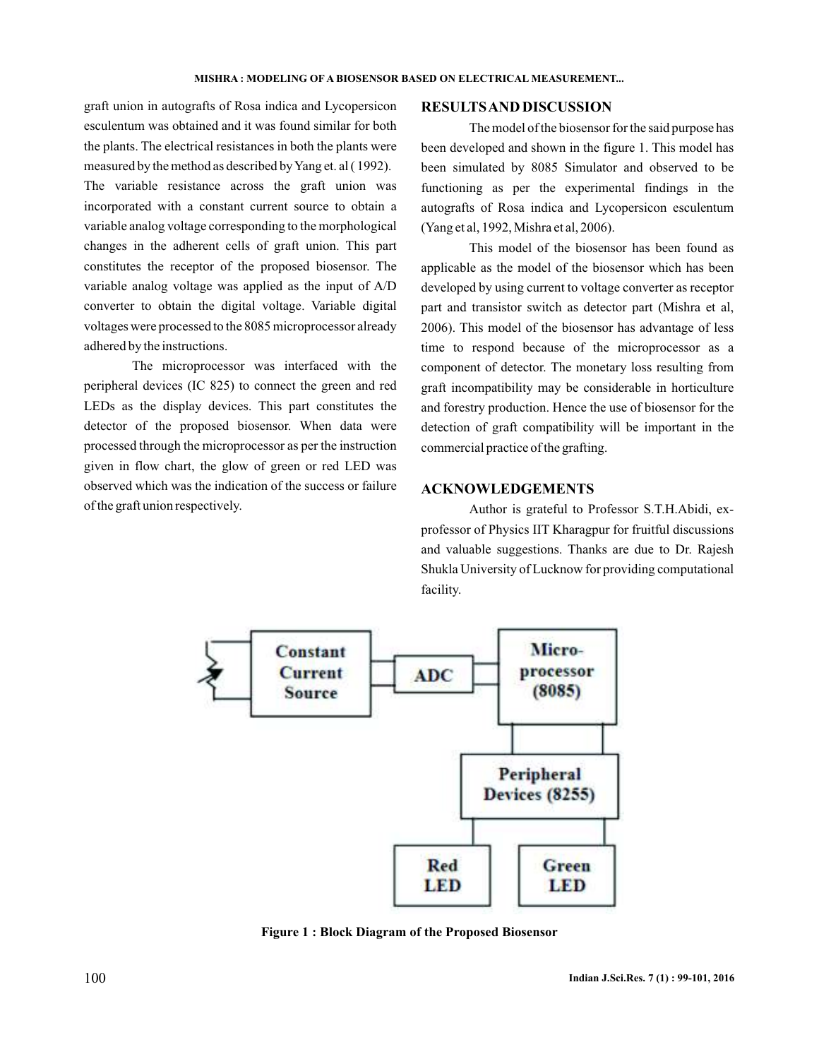graft union in autografts of Rosa indica and Lycopersicon esculentum was obtained and it was found similar for both the plants. The electrical resistances in both the plants were measured by the method as described by Yang et. al ( 1992). The variable resistance across the graft union was incorporated with a constant current source to obtain a variable analog voltage corresponding to the morphological changes in the adherent cells of graft union. This part constitutes the receptor of the proposed biosensor. The variable analog voltage was applied as the input of A/D converter to obtain the digital voltage. Variable digital voltages were processed to the 8085 microprocessor already adhered by the instructions.

The microprocessor was interfaced with the peripheral devices (IC 825) to connect the green and red LEDs as the display devices. This part constitutes the detector of the proposed biosensor. When data were processed through the microprocessor as per the instruction given in flow chart, the glow of green or red LED was observed which was the indication of the success or failure of the graft union respectively.

## RESULTS AND DISCUSSION

The model of the biosensor for the said purpose has been developed and shown in the figure 1. This model has been simulated by 8085 Simulator and observed to be functioning as per the experimental findings in the autografts of Rosa indica and Lycopersicon esculentum (Yang et al, 1992, Mishra et al, 2006).

This model of the biosensor has been found as applicable as the model of the biosensor which has been developed by using current to voltage converter as receptor part and transistor switch as detector part (Mishra et al, 2006). This model of the biosensor has advantage of less time to respond because of the microprocessor as a component of detector. The monetary loss resulting from graft incompatibility may be considerable in horticulture and forestry production. Hence the use of biosensor for the detection of graft compatibility will be important in the commercial practice of the grafting.

## ACKNOWLEDGEMENTS

Author is grateful to Professor S.T.H.Abidi, ex-professor of Physics IIT Kharagpur for fruitful discussions and valuable suggestions. Thanks are due to Dr. Rajesh Shukla University of Lucknow for providing computational facility.

Constant Current Source → ADC → Micro-processor (8085) → Peripheral Devices (8255) → Red LED / Green LED

**Figure 1 : Block Diagram of the Proposed Biosensor**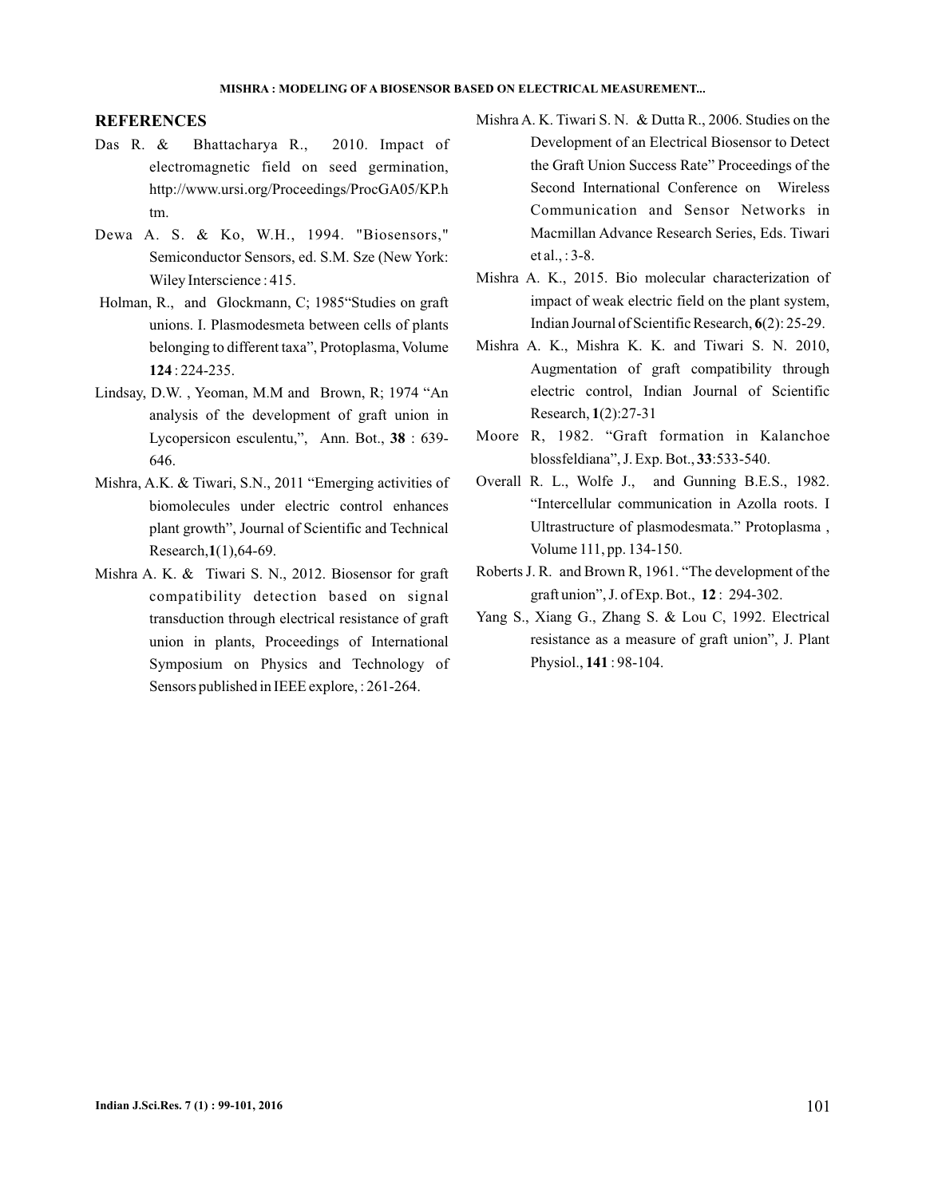## REFERENCES

Das R. & Bhattacharya R., 2010. Impact of electromagnetic field on seed germination, http://www.ursi.org/Proceedings/ProcGA05/KP.htm.

Dewa A. S. & Ko, W.H., 1994. "Biosensors," Semiconductor Sensors, ed. S.M. Sze (New York: Wiley Interscience : 415.

Holman, R., and Glockmann, C; 1985"Studies on graft unions. I. Plasmodesmeta between cells of plants belonging to different taxa", Protoplasma, Volume **124** : 224-235.

Lindsay, D.W. , Yeoman, M.M and Brown, R; 1974 "An analysis of the development of graft union in Lycopersicon esculentu,", Ann. Bot., **38** : 639-646.

Mishra, A.K. & Tiwari, S.N., 2011 "Emerging activities of biomolecules under electric control enhances plant growth", Journal of Scientific and Technical Research,**1**(1),64-69.

Mishra A. K. & Tiwari S. N., 2012. Biosensor for graft compatibility detection based on signal transduction through electrical resistance of graft union in plants, Proceedings of International Symposium on Physics and Technology of Sensors published in IEEE explore, : 261-264.

Mishra A. K. Tiwari S. N. & Dutta R., 2006. Studies on the Development of an Electrical Biosensor to Detect the Graft Union Success Rate" Proceedings of the Second International Conference on Wireless Communication and Sensor Networks in Macmillan Advance Research Series, Eds. Tiwari et al., : 3-8.

Mishra A. K., 2015. Bio molecular characterization of impact of weak electric field on the plant system, Indian Journal of Scientific Research, **6**(2): 25-29.

Mishra A. K., Mishra K. K. and Tiwari S. N. 2010, Augmentation of graft compatibility through electric control, Indian Journal of Scientific Research, **1**(2):27-31

Moore R, 1982. "Graft formation in Kalanchoe blossfeldiana", J. Exp. Bot., **33**:533-540.

Overall R. L., Wolfe J., and Gunning B.E.S., 1982. "Intercellular communication in Azolla roots. I Ultrastructure of plasmodesmata." Protoplasma , Volume 111, pp. 134-150.

Roberts J. R. and Brown R, 1961. "The development of the graft union", J. of Exp. Bot., **12** : 294-302.

Yang S., Xiang G., Zhang S. & Lou C, 1992. Electrical resistance as a measure of graft union", J. Plant Physiol., **141** : 98-104.